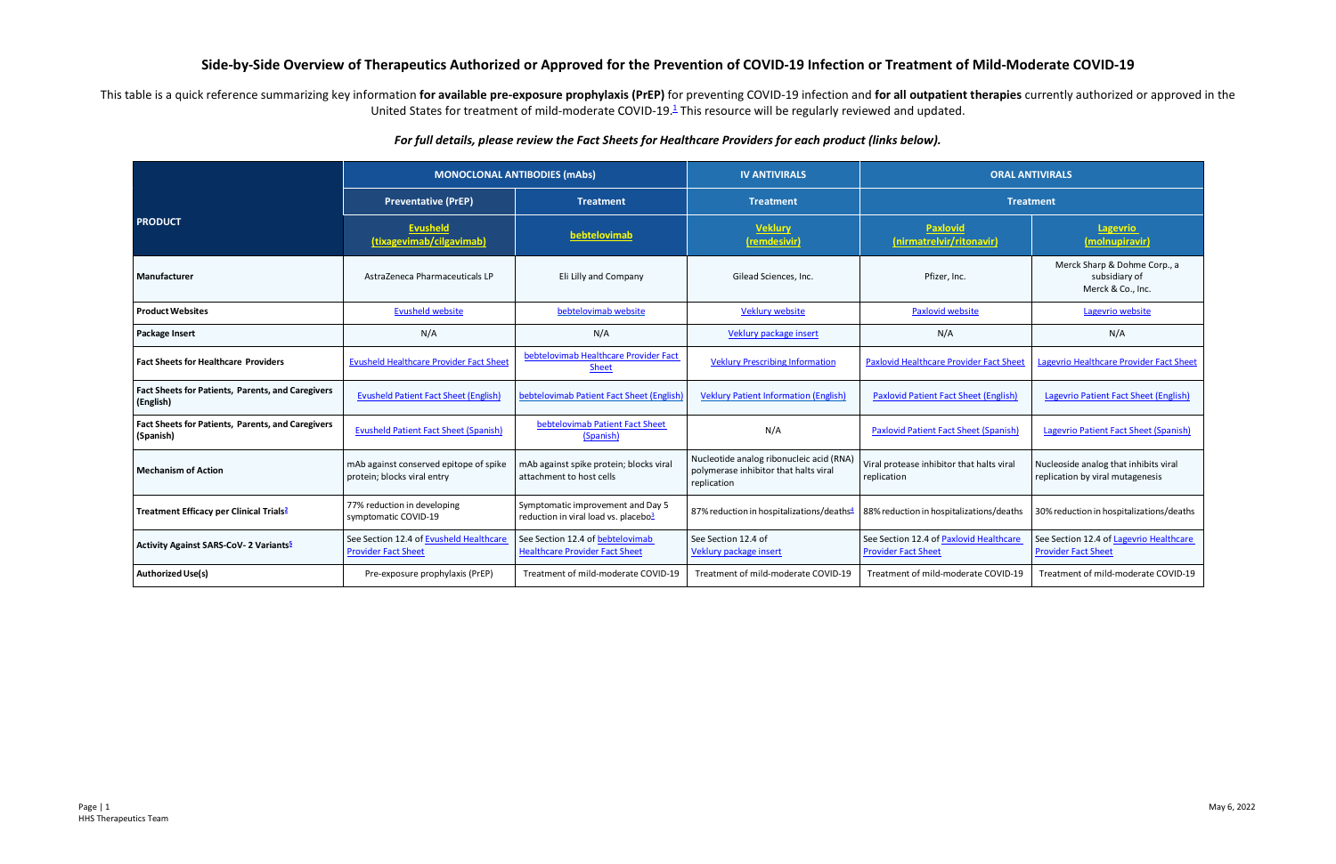# Side-by-Side Overview of Therapeutics Authorized or Approved for the Prevention of COVID-19 Infection or Treatment of Mild-Moderate COVID-19

This table is a quick reference summarizing key information **for available pre-exposure prophylaxis (PrEP)** for preventing COVID-19 infection and **for all outpatient therapies** currently authorized or approved in the United States for treatment of mild-moderate COVID-19.[1] This resource will be regularly reviewed and updated.

***For full details, please review the Fact Sheets for Healthcare Providers for each product (links below).***

| PRODUCT | MONOCLONAL ANTIBODIES (mAbs) | | IV ANTIVIRALS | ORAL ANTIVIRALS | |
|---|---|---|---|---|---|
| | Preventative (PrEP) | Treatment | Treatment | Treatment | |
| | Evusheld (tixagevimab/cilgavimab) | bebtelovimab | Veklury (remdesivir) | Paxlovid (nirmatrelvir/ritonavir) | Lagevrio (molnupiravir) |
| **Manufacturer** | AstraZeneca Pharmaceuticals LP | Eli Lilly and Company | Gilead Sciences, Inc. | Pfizer, Inc. | Merck Sharp & Dohme Corp., a subsidiary of Merck & Co., Inc. |
| **Product Websites** | Evusheld website | bebtelovimab website | Veklury website | Paxlovid website | Lagevrio website |
| **Package Insert** | N/A | N/A | Veklury package insert | N/A | N/A |
| **Fact Sheets for Healthcare Providers** | Evusheld Healthcare Provider Fact Sheet | bebtelovimab Healthcare Provider Fact Sheet | Veklury Prescribing Information | Paxlovid Healthcare Provider Fact Sheet | Lagevrio Healthcare Provider Fact Sheet |
| **Fact Sheets for Patients, Parents, and Caregivers (English)** | Evusheld Patient Fact Sheet (English) | bebtelovimab Patient Fact Sheet (English) | Veklury Patient Information (English) | Paxlovid Patient Fact Sheet (English) | Lagevrio Patient Fact Sheet (English) |
| **Fact Sheets for Patients, Parents, and Caregivers (Spanish)** | Evusheld Patient Fact Sheet (Spanish) | bebtelovimab Patient Fact Sheet (Spanish) | N/A | Paxlovid Patient Fact Sheet (Spanish) | Lagevrio Patient Fact Sheet (Spanish) |
| **Mechanism of Action** | mAb against conserved epitope of spike protein; blocks viral entry | mAb against spike protein; blocks viral attachment to host cells | Nucleotide analog ribonucleic acid (RNA) polymerase inhibitor that halts viral replication | Viral protease inhibitor that halts viral replication | Nucleoside analog that inhibits viral replication by viral mutagenesis |
| **Treatment Efficacy per Clinical Trials**[2] | 77% reduction in developing symptomatic COVID-19 | Symptomatic improvement and Day 5 reduction in viral load vs. placebo[3] | 87% reduction in hospitalizations/deaths[4] | 88% reduction in hospitalizations/deaths | 30% reduction in hospitalizations/deaths |
| **Activity Against SARS-CoV- 2 Variants**[5] | See Section 12.4 of Evusheld Healthcare Provider Fact Sheet | See Section 12.4 of bebtelovimab Healthcare Provider Fact Sheet | See Section 12.4 of Veklury package insert | See Section 12.4 of Paxlovid Healthcare Provider Fact Sheet | See Section 12.4 of Lagevrio Healthcare Provider Fact Sheet |
| **Authorized Use(s)** | Pre-exposure prophylaxis (PrEP) | Treatment of mild-moderate COVID-19 | Treatment of mild-moderate COVID-19 | Treatment of mild-moderate COVID-19 | Treatment of mild-moderate COVID-19 |

HHS Therapeutics Team

May 6, 2022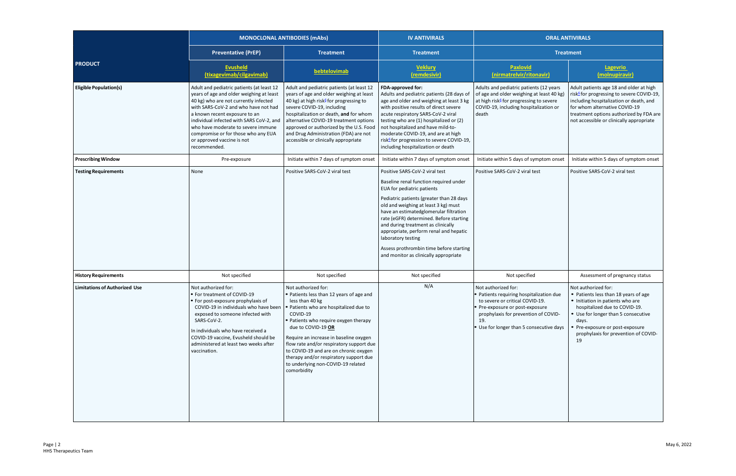| PRODUCT | MONOCLONAL ANTIBODIES (mAbs) | | IV ANTIVIRALS | ORAL ANTIVIRALS | |
|---|---|---|---|---|---|
| | Preventative (PrEP) | Treatment | Treatment | Treatment | |
| | **Evusheld (tixagevimab/cilgavimab)** | **bebtelovimab** | **Veklury (remdesivir)** | **Paxlovid (nirmatrelvir/ritonavir)** | **Lagevrio (molnupiravir)** |
| **Eligible Population(s)** | Adult and pediatric patients (at least 12 years of age and older weighing at least 40 kg) who are not currently infected with SARS-CoV-2 and who have not had a known recent exposure to an individual infected with SARS CoV-2, and who have moderate to severe immune compromise or for those who any EUA or approved vaccine is not recommended. | Adult and pediatric patients (at least 12 years of age and older weighing at least 40 kg) at high risk[±] for progressing to severe COVID-19, including hospitalization or death, **and** for whom alternative COVID-19 treatment options approved or authorized by the U.S. Food and Drug Administration (FDA) are not accessible or clinically appropriate | **FDA-approved for:** Adults and pediatric patients (28 days of age and older and weighing at least 3 kg with positive results of direct severe acute respiratory SARS-CoV-2 viral testing who are (1) hospitalized or (2) not hospitalized and have mild-to-moderate COVID-19, and are at high risk[±] for progression to severe COVID-19, including hospitalization or death | Adults and pediatric patients (12 years of age and older weighing at least 40 kg) at high risk[±] for progressing to severe COVID-19, including hospitalization or death | Adult patients age 18 and older at high risk[±] for progressing to severe COVID-19, including hospitalization or death, and for whom alternative COVID-19 treatment options authorized by FDA are not accessible or clinically appropriate |
| **Prescribing Window** | Pre-exposure | Initiate within 7 days of symptom onset | Initiate within 7 days of symptom onset | Initiate within 5 days of symptom onset | Initiate within 5 days of symptom onset |
| **Testing Requirements** | None | Positive SARS-CoV-2 viral test | Positive SARS-CoV-2 viral test<br><br>Baseline renal function required under EUA for pediatric patients<br><br>Pediatric patients (greater than 28 days old and weighing at least 3 kg) must have an estimatedglomerular filtration rate (eGFR) determined. Before starting and during treatment as clinically appropriate, perform renal and hepatic laboratory testing<br><br>Assess prothrombin time before starting and monitor as clinically appropriate | Positive SARS-CoV-2 viral test | Positive SARS-CoV-2 viral test |
| **History Requirements** | Not specified | Not specified | Not specified | Not specified | Assessment of pregnancy status |
| **Limitations of Authorized Use** | Not authorized for:<br>• For treatment of COVID-19<br>• For post-exposure prophylaxis of COVID-19 in individuals who have been exposed to someone infected with SARS-CoV-2.<br><br>In individuals who have received a COVID-19 vaccine, Evusheld should be administered at least two weeks after vaccination. | Not authorized for:<br>• Patients less than 12 years of age and less than 40 kg<br>• Patients who are hospitalized due to COVID-19<br>• Patients who require oxygen therapy due to COVID-19 **OR**<br><br>Require an increase in baseline oxygen flow rate and/or respiratory support due to COVID-19 and are on chronic oxygen therapy and/or respiratory support due to underlying non-COVID-19 related comorbidity | N/A | Not authorized for:<br>• Patients requiring hospitalization due to severe or critical COVID-19.<br>• Pre-exposure or post-exposure prophylaxis for prevention of COVID-19.<br>• Use for longer than 5 consecutive days | Not authorized for:<br>• Patients less than 18 years of age<br>• Initiation in patients who are hospitalized due to COVID-19.<br>• Use for longer than 5 consecutive days.<br>• Pre-exposure or post-exposure prophylaxis for prevention of COVID-19 |

HHS Therapeutics Team

May 6, 2022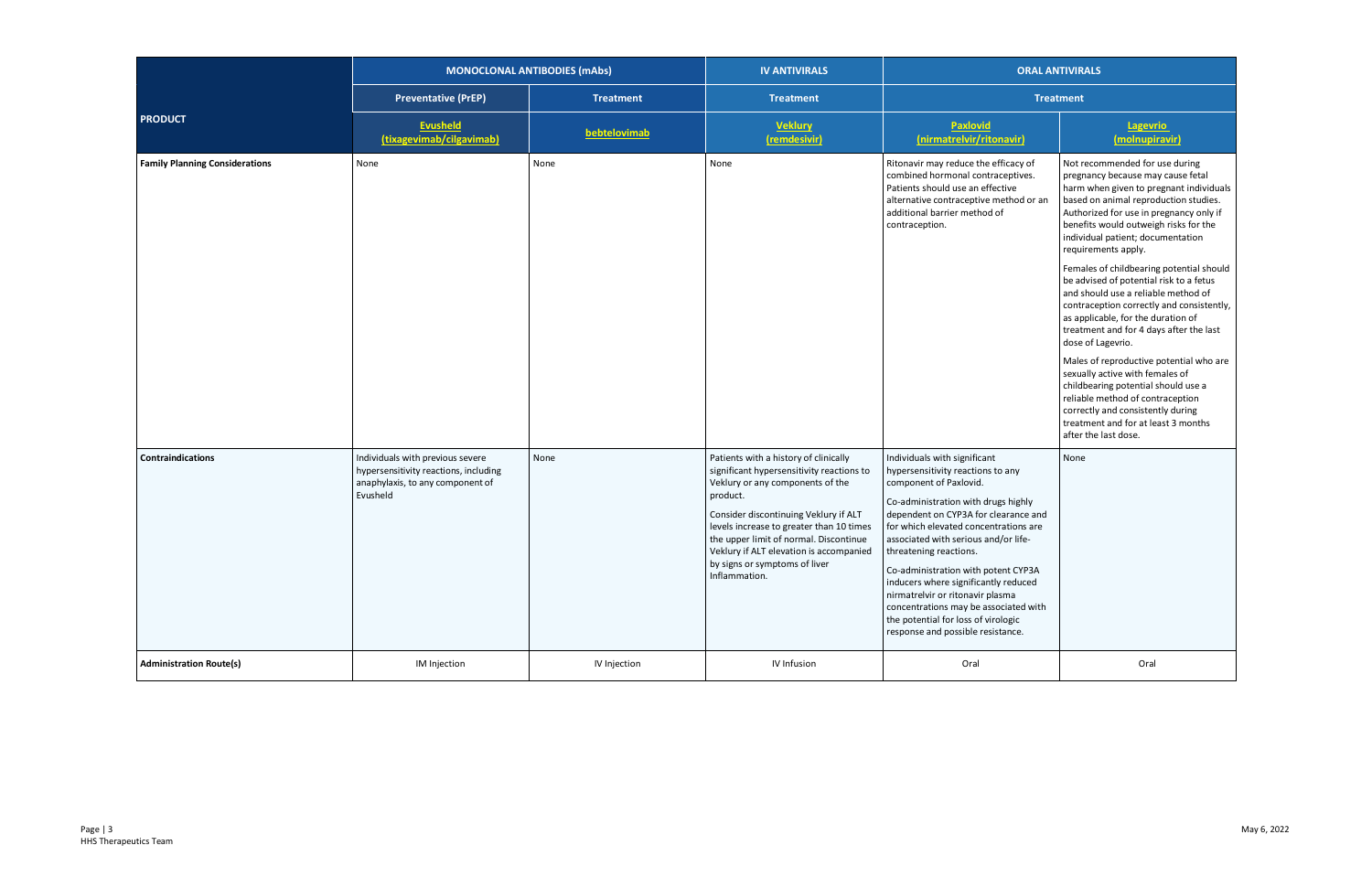| PRODUCT | MONOCLONAL ANTIBODIES (mAbs) | | IV ANTIVIRALS | ORAL ANTIVIRALS | |
|---|---|---|---|---|---|
| | Preventative (PrEP) | Treatment | Treatment | Treatment | |
| | Evusheld (tixagevimab/cilgavimab) | bebtelovimab | Veklury (remdesivir) | Paxlovid (nirmatrelvir/ritonavir) | Lagevrio (molnupiravir) |
| **Family Planning Considerations** | None | None | None | Ritonavir may reduce the efficacy of combined hormonal contraceptives. Patients should use an effective alternative contraceptive method or an additional barrier method of contraception. | Not recommended for use during pregnancy because may cause fetal harm when given to pregnant individuals based on animal reproduction studies. Authorized for use in pregnancy only if benefits would outweigh risks for the individual patient; documentation requirements apply.<br><br>Females of childbearing potential should be advised of potential risk to a fetus and should use a reliable method of contraception correctly and consistently, as applicable, for the duration of treatment and for 4 days after the last dose of Lagevrio.<br><br>Males of reproductive potential who are sexually active with females of childbearing potential should use a reliable method of contraception correctly and consistently during treatment and for at least 3 months after the last dose. |
| **Contraindications** | Individuals with previous severe hypersensitivity reactions, including anaphylaxis, to any component of Evusheld | None | Patients with a history of clinically significant hypersensitivity reactions to Veklury or any components of the product.<br><br>Consider discontinuing Veklury if ALT levels increase to greater than 10 times the upper limit of normal. Discontinue Veklury if ALT elevation is accompanied by signs or symptoms of liver Inflammation. | Individuals with significant hypersensitivity reactions to any component of Paxlovid.<br><br>Co-administration with drugs highly dependent on CYP3A for clearance and for which elevated concentrations are associated with serious and/or life-threatening reactions.<br><br>Co-administration with potent CYP3A inducers where significantly reduced nirmatrelvir or ritonavir plasma concentrations may be associated with the potential for loss of virologic response and possible resistance. | None |
| **Administration Route(s)** | IM Injection | IV Injection | IV Infusion | Oral | Oral |

HHS Therapeutics Team

May 6, 2022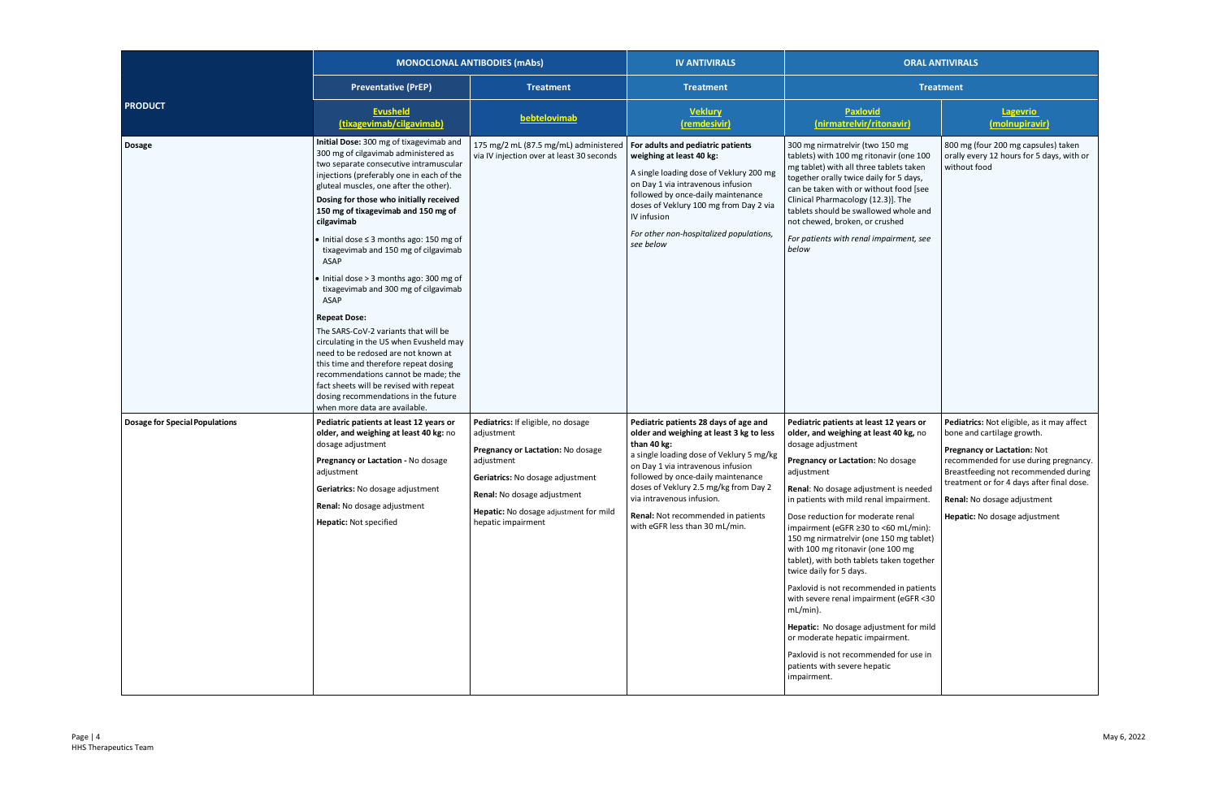| PRODUCT | MONOCLONAL ANTIBODIES (mAbs) | | IV ANTIVIRALS | ORAL ANTIVIRALS | |
|---|---|---|---|---|---|
| | Preventative (PrEP) | Treatment | Treatment | Treatment | |
| | Evusheld (tixagevimab/cilgavimab) | bebtelovimab | Veklury (remdesivir) | Paxlovid (nirmatrelvir/ritonavir) | Lagevrio (molnupiravir) |
| **Dosage** | **Initial Dose:** 300 mg of tixagevimab and 300 mg of cilgavimab administered as two separate consecutive intramuscular injections (preferably one in each of the gluteal muscles, one after the other).<br><br>**Dosing for those who initially received 150 mg of tixagevimab and 150 mg of cilgavimab**<br>• Initial dose ≤ 3 months ago: 150 mg of tixagevimab and 150 mg of cilgavimab ASAP<br>• Initial dose > 3 months ago: 300 mg of tixagevimab and 300 mg of cilgavimab ASAP<br><br>**Repeat Dose:**<br>The SARS-CoV-2 variants that will be circulating in the US when Evusheld may need to be redosed are not known at this time and therefore repeat dosing recommendations cannot be made; the fact sheets will be revised with repeat dosing recommendations in the future when more data are available. | 175 mg/2 mL (87.5 mg/mL) administered via IV injection over at least 30 seconds | **For adults and pediatric patients weighing at least 40 kg:**<br><br>A single loading dose of Veklury 200 mg on Day 1 via intravenous infusion followed by once-daily maintenance doses of Veklury 100 mg from Day 2 via IV infusion<br><br>*For other non-hospitalized populations, see below* | 300 mg nirmatrelvir (two 150 mg tablets) with 100 mg ritonavir (one 100 mg tablet) with all three tablets taken together orally twice daily for 5 days, can be taken with or without food [see Clinical Pharmacology (12.3)]. The tablets should be swallowed whole and not chewed, broken, or crushed<br><br>*For patients with renal impairment, see below* | 800 mg (four 200 mg capsules) taken orally every 12 hours for 5 days, with or without food |
| **Dosage for Special Populations** | **Pediatric patients at least 12 years or older, and weighing at least 40 kg:** no dosage adjustment<br><br>**Pregnancy or Lactation** - No dosage adjustment<br><br>**Geriatrics:** No dosage adjustment<br><br>**Renal:** No dosage adjustment<br><br>**Hepatic:** Not specified | **Pediatrics:** If eligible, no dosage adjustment<br><br>**Pregnancy or Lactation:** No dosage adjustment<br><br>**Geriatrics:** No dosage adjustment<br><br>**Renal:** No dosage adjustment<br><br>**Hepatic:** No dosage adjustment for mild hepatic impairment | **Pediatric patients 28 days of age and older and weighing at least 3 kg to less than 40 kg:**<br>a single loading dose of Veklury 5 mg/kg on Day 1 via intravenous infusion followed by once-daily maintenance doses of Veklury 2.5 mg/kg from Day 2 via intravenous infusion.<br><br>**Renal:** Not recommended in patients with eGFR less than 30 mL/min. | **Pediatric patients at least 12 years or older, and weighing at least 40 kg,** no dosage adjustment<br><br>**Pregnancy or Lactation:** No dosage adjustment<br><br>**Renal**: No dosage adjustment is needed in patients with mild renal impairment.<br><br>Dose reduction for moderate renal impairment (eGFR ≥30 to <60 mL/min): 150 mg nirmatrelvir (one 150 mg tablet) with 100 mg ritonavir (one 100 mg tablet), with both tablets taken together twice daily for 5 days.<br><br>Paxlovid is not recommended in patients with severe renal impairment (eGFR <30 mL/min).<br><br>**Hepatic:** No dosage adjustment for mild or moderate hepatic impairment.<br><br>Paxlovid is not recommended for use in patients with severe hepatic impairment. | **Pediatrics:** Not eligible, as it may affect bone and cartilage growth.<br><br>**Pregnancy or Lactation:** Not recommended for use during pregnancy. Breastfeeding not recommended during treatment or for 4 days after final dose.<br><br>**Renal:** No dosage adjustment<br><br>**Hepatic:** No dosage adjustment |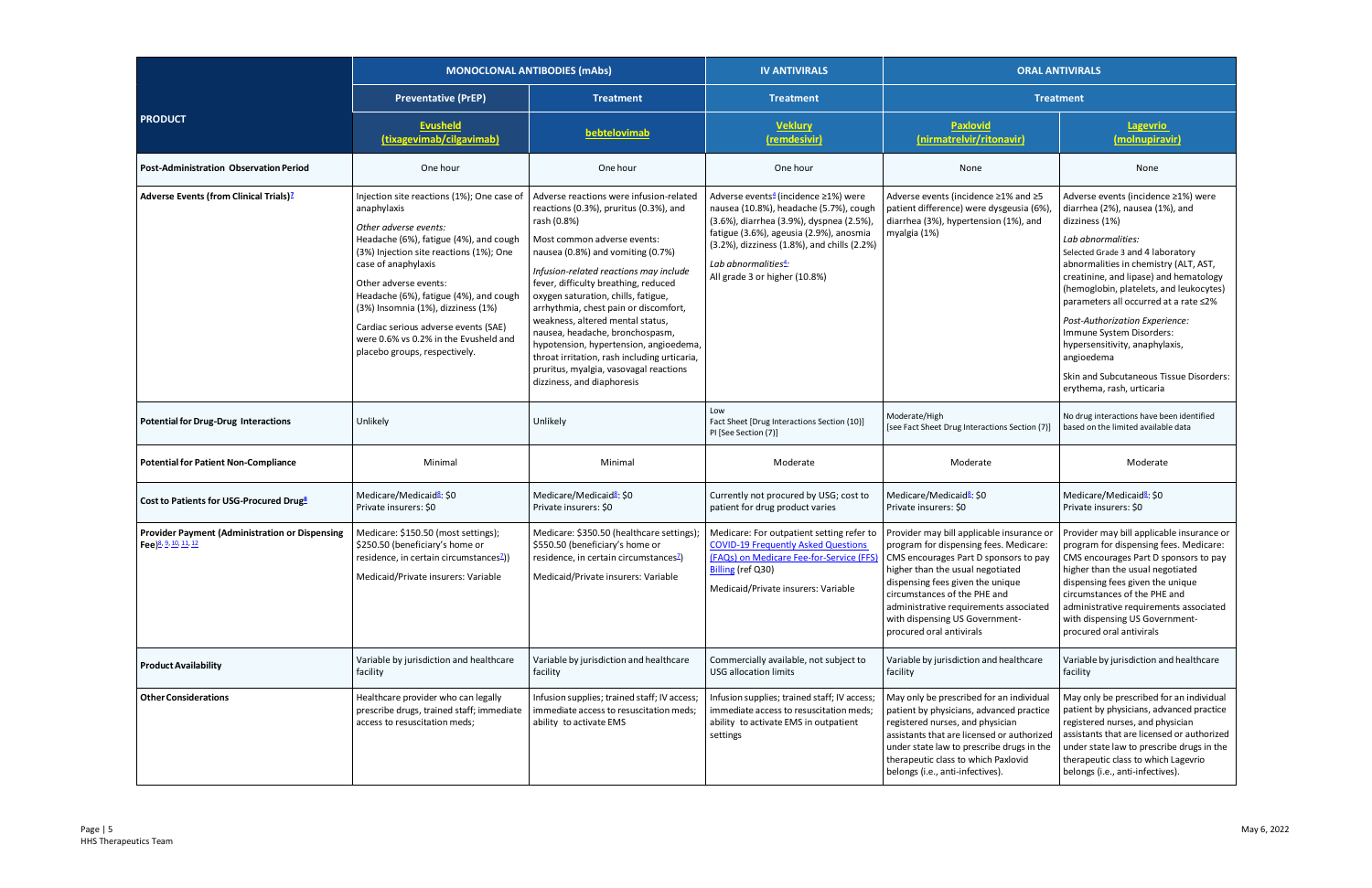| PRODUCT | MONOCLONAL ANTIBODIES (mAbs) | | IV ANTIVIRALS | ORAL ANTIVIRALS | |
|---|---|---|---|---|---|
| | Preventative (PrEP) | Treatment | Treatment | Treatment | |
| | Evusheld (tixagevimab/cilgavimab) | bebtelovimab | Veklury (remdesivir) | Paxlovid (nirmatrelvir/ritonavir) | Lagevrio (molnupiravir) |
| **Post-Administration Observation Period** | One hour | One hour | One hour | None | None |
| **Adverse Events (from Clinical Trials)[7]** | Injection site reactions (1%); One case of anaphylaxis<br>*Other adverse events:*<br>Headache (6%), fatigue (4%), and cough (3%) Injection site reactions (1%); One case of anaphylaxis<br>Other adverse events:<br>Headache (6%), fatigue (4%), and cough (3%) Insomnia (1%), dizziness (1%)<br>Cardiac serious adverse events (SAE) were 0.6% vs 0.2% in the Evusheld and placebo groups, respectively. | Adverse reactions were infusion-related reactions (0.3%), pruritus (0.3%), and rash (0.8%)<br>Most common adverse events: nausea (0.8%) and vomiting (0.7%)<br>*Infusion-related reactions may include* fever, difficulty breathing, reduced oxygen saturation, chills, fatigue, arrhythmia, chest pain or discomfort, weakness, altered mental status, nausea, headache, bronchospasm, hypotension, hypertension, angioedema, throat irritation, rash including urticaria, pruritus, myalgia, vasovagal reactions dizziness, and diaphoresis | Adverse events[4] (incidence ≥1%) were nausea (10.8%), headache (5.7%), cough (3.6%), diarrhea (3.9%), dyspnea (2.5%), fatigue (3.6%), ageusia (2.9%), anosmia (3.2%), dizziness (1.8%), and chills (2.2%)<br>*Lab abnormalities[4]:*<br>All grade 3 or higher (10.8%) | Adverse events (incidence ≥1% and ≥5 patient difference) were dysgeusia (6%), diarrhea (3%), hypertension (1%), and myalgia (1%) | Adverse events (incidence ≥1%) were diarrhea (2%), nausea (1%), and dizziness (1%)<br>*Lab abnormalities:*<br>Selected Grade 3 and 4 laboratory abnormalities in chemistry (ALT, AST, creatinine, and lipase) and hematology (hemoglobin, platelets, and leukocytes) parameters all occurred at a rate ≤2%<br>*Post-Authorization Experience:*<br>Immune System Disorders: hypersensitivity, anaphylaxis, angioedema<br>Skin and Subcutaneous Tissue Disorders: erythema, rash, urticaria |
| **Potential for Drug-Drug Interactions** | Unlikely | Unlikely | Low<br>Fact Sheet [Drug Interactions Section (10)]<br>PI [See Section (7)] | Moderate/High<br>[see Fact Sheet Drug Interactions Section (7)] | No drug interactions have been identified based on the limited available data |
| **Potential for Patient Non-Compliance** | Minimal | Minimal | Moderate | Moderate | Moderate |
| **Cost to Patients for USG-Procured Drug[8]** | Medicare/Medicaid[8]: $0<br>Private insurers: $0 | Medicare/Medicaid[8]: $0<br>Private insurers: $0 | Currently not procured by USG; cost to patient for drug product varies | Medicare/Medicaid[8]: $0<br>Private insurers: $0 | Medicare/Medicaid[8]: $0<br>Private insurers: $0 |
| **Provider Payment (Administration or Dispensing Fee)[8, 9, 10, 11, 12]** | Medicare: $150.50 (most settings); $250.50 (beneficiary's home or residence, in certain circumstances[2]))<br>Medicaid/Private insurers: Variable | Medicare: $350.50 (healthcare settings); $550.50 (beneficiary's home or residence, in certain circumstances[2])<br>Medicaid/Private insurers: Variable | Medicare: For outpatient setting refer to COVID-19 Frequently Asked Questions (FAQs) on Medicare Fee-for-Service (FFS) Billing (ref Q30)<br>Medicaid/Private insurers: Variable | Provider may bill applicable insurance or program for dispensing fees. Medicare: CMS encourages Part D sponsors to pay higher than the usual negotiated dispensing fees given the unique circumstances of the PHE and administrative requirements associated with dispensing US Government-procured oral antivirals | Provider may bill applicable insurance or program for dispensing fees. Medicare: CMS encourages Part D sponsors to pay higher than the usual negotiated dispensing fees given the unique circumstances of the PHE and administrative requirements associated with dispensing US Government-procured oral antivirals |
| **Product Availability** | Variable by jurisdiction and healthcare facility | Variable by jurisdiction and healthcare facility | Commercially available, not subject to USG allocation limits | Variable by jurisdiction and healthcare facility | Variable by jurisdiction and healthcare facility |
| **Other Considerations** | Healthcare provider who can legally prescribe drugs, trained staff; immediate access to resuscitation meds; | Infusion supplies; trained staff; IV access; immediate access to resuscitation meds; ability to activate EMS | Infusion supplies; trained staff; IV access; immediate access to resuscitation meds; ability to activate EMS in outpatient settings | May only be prescribed for an individual patient by physicians, advanced practice registered nurses, and physician assistants that are licensed or authorized under state law to prescribe drugs in the therapeutic class to which Paxlovid belongs (i.e., anti-infectives). | May only be prescribed for an individual patient by physicians, advanced practice registered nurses, and physician assistants that are licensed or authorized under state law to prescribe drugs in the therapeutic class to which Lagevrio belongs (i.e., anti-infectives). |

HHS Therapeutics Team

May 6, 2022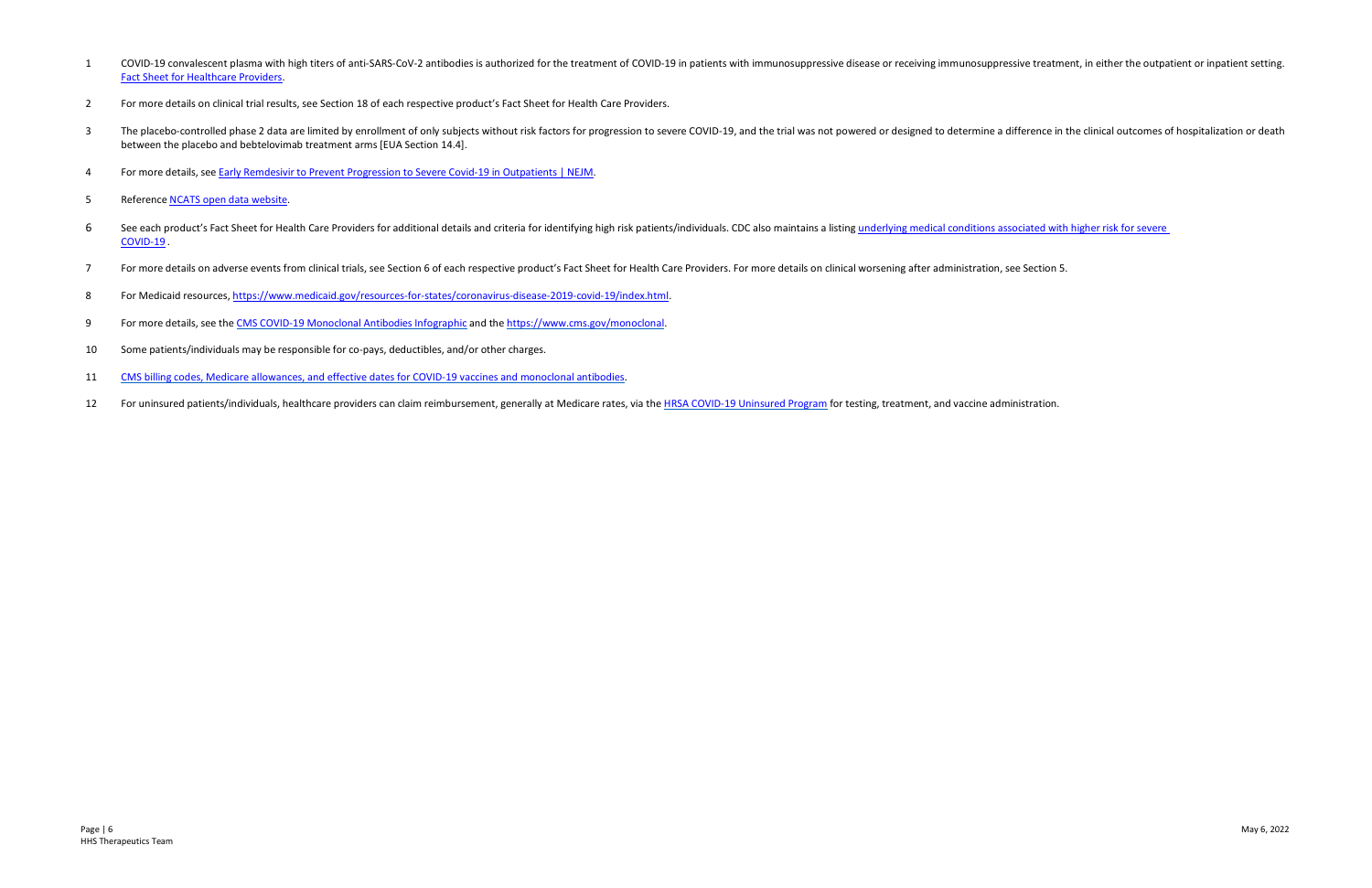1. COVID-19 convalescent plasma with high titers of anti-SARS-CoV-2 antibodies is authorized for the treatment of COVID-19 in patients with immunosuppressive disease or receiving immunosuppressive treatment, in either the outpatient or inpatient setting. Fact Sheet for Healthcare Providers.
2. For more details on clinical trial results, see Section 18 of each respective product's Fact Sheet for Health Care Providers.
3. The placebo-controlled phase 2 data are limited by enrollment of only subjects without risk factors for progression to severe COVID-19, and the trial was not powered or designed to determine a difference in the clinical outcomes of hospitalization or death between the placebo and bebtelovimab treatment arms [EUA Section 14.4].
4. For more details, see Early Remdesivir to Prevent Progression to Severe Covid-19 in Outpatients | NEJM.
5. Reference NCATS open data website.
6. See each product's Fact Sheet for Health Care Providers for additional details and criteria for identifying high risk patients/individuals. CDC also maintains a listing underlying medical conditions associated with higher risk for severe COVID-19 .
7. For more details on adverse events from clinical trials, see Section 6 of each respective product's Fact Sheet for Health Care Providers. For more details on clinical worsening after administration, see Section 5.
8. For Medicaid resources, https://www.medicaid.gov/resources-for-states/coronavirus-disease-2019-covid-19/index.html.
9. For more details, see the CMS COVID-19 Monoclonal Antibodies Infographic and the https://www.cms.gov/monoclonal.
10. Some patients/individuals may be responsible for co-pays, deductibles, and/or other charges.
11. CMS billing codes, Medicare allowances, and effective dates for COVID-19 vaccines and monoclonal antibodies.
12. For uninsured patients/individuals, healthcare providers can claim reimbursement, generally at Medicare rates, via the HRSA COVID-19 Uninsured Program for testing, treatment, and vaccine administration.

HHS Therapeutics Team

May 6, 2022